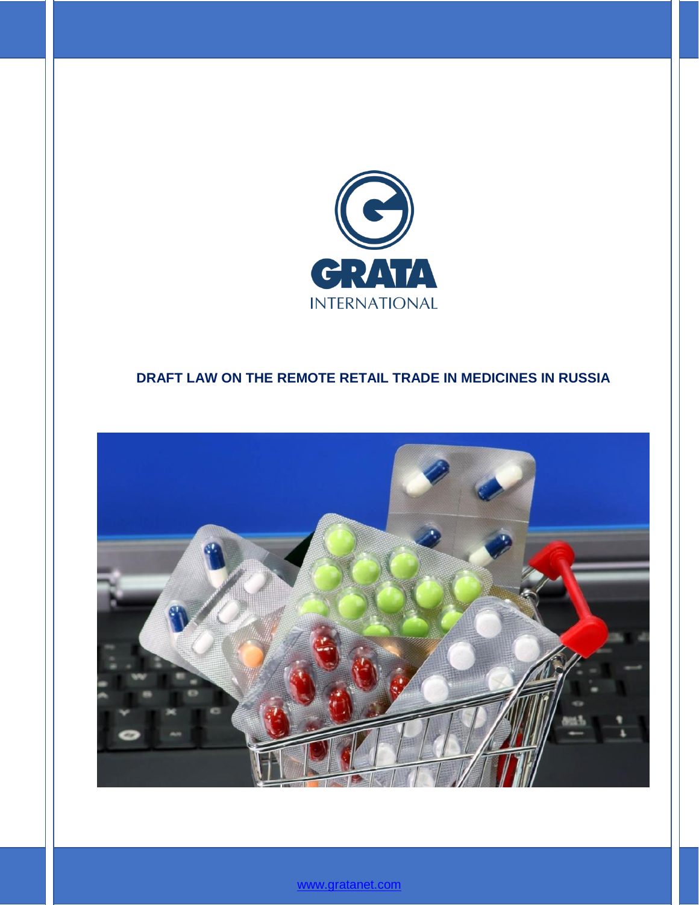GRATA

INTERNATIONAL

# DRAFT LAW ON THE REMOTE RETAIL TRADE IN MEDICINES IN RUSSIA

www.gratanet.com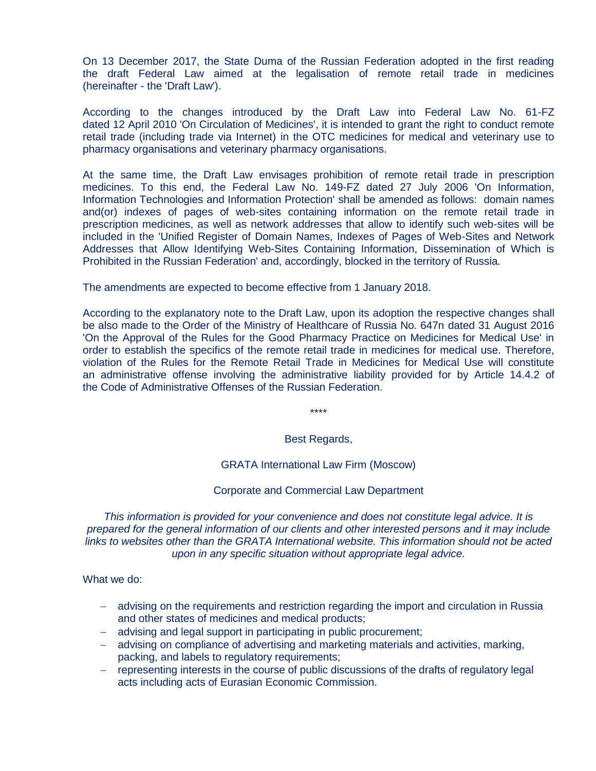On 13 December 2017, the State Duma of the Russian Federation adopted in the first reading the draft Federal Law aimed at the legalisation of remote retail trade in medicines (hereinafter - the 'Draft Law').

According to the changes introduced by the Draft Law into Federal Law No. 61-FZ dated 12 April 2010 'On Circulation of Medicines', it is intended to grant the right to conduct remote retail trade (including trade via Internet) in the OTC medicines for medical and veterinary use to pharmacy organisations and veterinary pharmacy organisations.

At the same time, the Draft Law envisages prohibition of remote retail trade in prescription medicines. To this end, the Federal Law No. 149-FZ dated 27 July 2006 'On Information, Information Technologies and Information Protection' shall be amended as follows: domain names and(or) indexes of pages of web-sites containing information on the remote retail trade in prescription medicines, as well as network addresses that allow to identify such web-sites will be included in the 'Unified Register of Domain Names, Indexes of Pages of Web-Sites and Network Addresses that Allow Identifying Web-Sites Containing Information, Dissemination of Which is Prohibited in the Russian Federation' and, accordingly, blocked in the territory of Russia.

The amendments are expected to become effective from 1 January 2018.

According to the explanatory note to the Draft Law, upon its adoption the respective changes shall be also made to the Order of the Ministry of Healthcare of Russia No. 647n dated 31 August 2016 'On the Approval of the Rules for the Good Pharmacy Practice on Medicines for Medical Use' in order to establish the specifics of the remote retail trade in medicines for medical use. Therefore, violation of the Rules for the Remote Retail Trade in Medicines for Medical Use will constitute an administrative offense involving the administrative liability provided for by Article 14.4.2 of the Code of Administrative Offenses of the Russian Federation.

****

Best Regards,

GRATA International Law Firm (Moscow)

Corporate and Commercial Law Department

*This information is provided for your convenience and does not constitute legal advice. It is prepared for the general information of our clients and other interested persons and it may include links to websites other than the GRATA International website. This information should not be acted upon in any specific situation without appropriate legal advice.*

What we do:

- advising on the requirements and restriction regarding the import and circulation in Russia and other states of medicines and medical products;
- advising and legal support in participating in public procurement;
- advising on compliance of advertising and marketing materials and activities, marking, packing, and labels to regulatory requirements;
- representing interests in the course of public discussions of the drafts of regulatory legal acts including acts of Eurasian Economic Commission.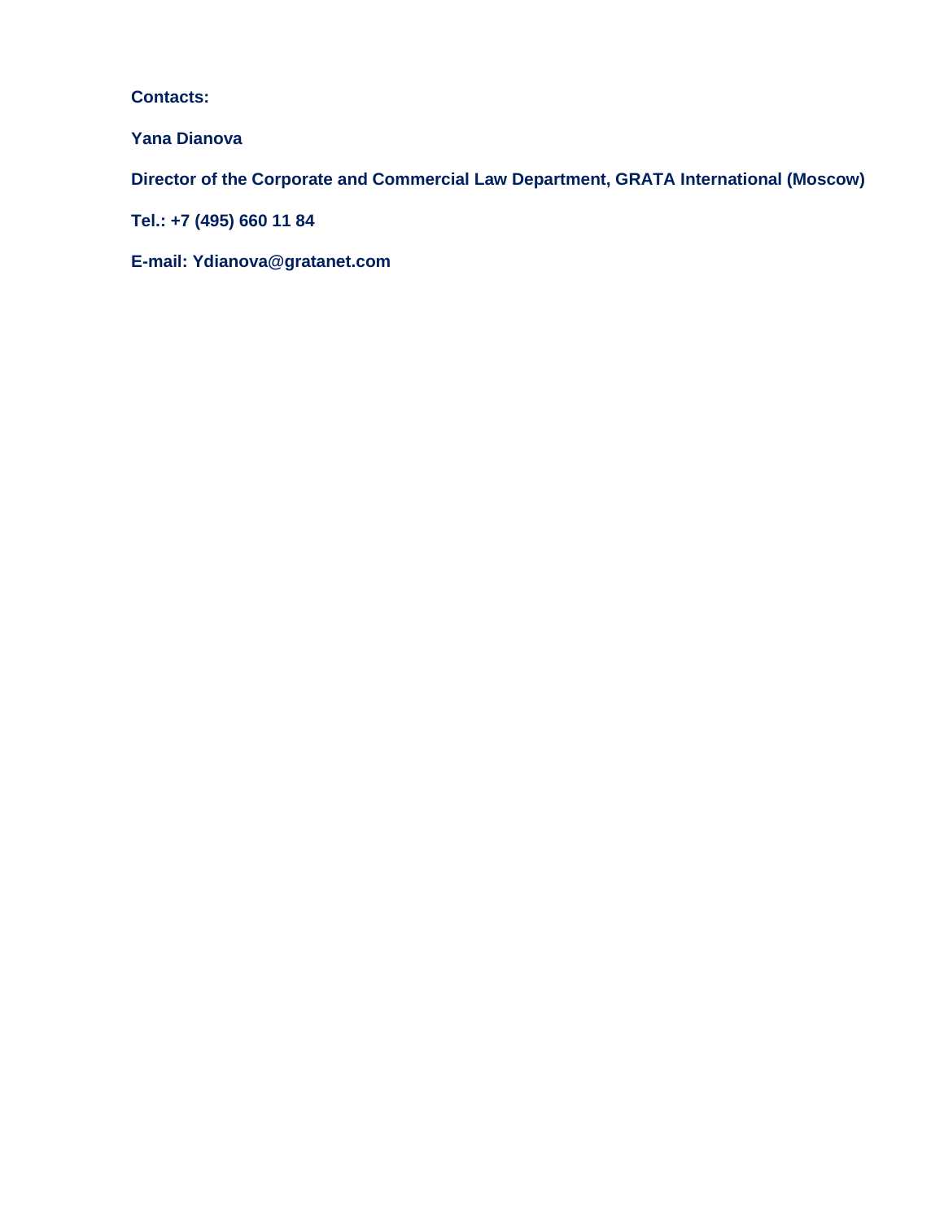**Contacts:**

**Yana Dianova**

**Director of the Corporate and Commercial Law Department, GRATA International (Moscow)**

**Tel.: +7 (495) 660 11 84**

**E-mail: Ydianova@gratanet.com**